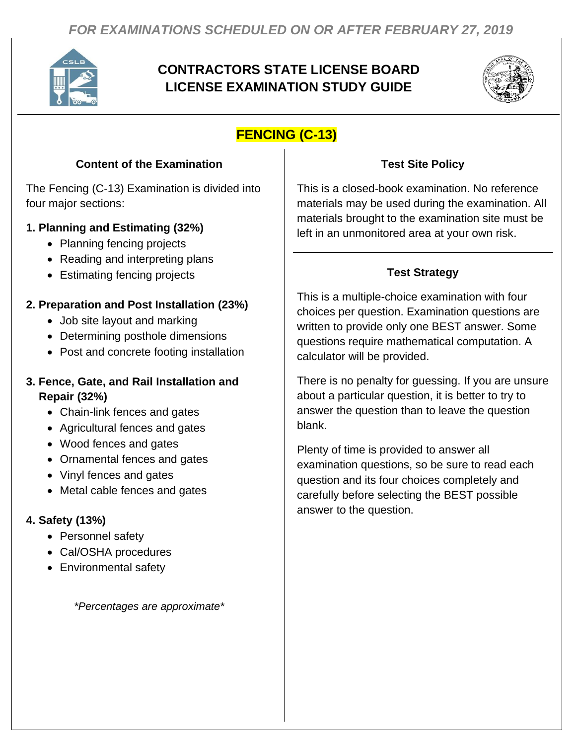*FOR EXAMINATIONS SCHEDULED ON OR AFTER FEBRUARY 27, 2019*

# CONTRACTORS STATE LICENSE BOARD LICENSE EXAMINATION STUDY GUIDE

## FENCING (C-13)

### Content of the Examination

The Fencing (C-13) Examination is divided into four major sections:

**1. Planning and Estimating (32%)**

- Planning fencing projects
- Reading and interpreting plans
- Estimating fencing projects

**2. Preparation and Post Installation (23%)**

- Job site layout and marking
- Determining posthole dimensions
- Post and concrete footing installation

**3. Fence, Gate, and Rail Installation and Repair (32%)**

- Chain-link fences and gates
- Agricultural fences and gates
- Wood fences and gates
- Ornamental fences and gates
- Vinyl fences and gates
- Metal cable fences and gates

**4. Safety (13%)**

- Personnel safety
- Cal/OSHA procedures
- Environmental safety

*\*Percentages are approximate\**

### Test Site Policy

This is a closed-book examination. No reference materials may be used during the examination. All materials brought to the examination site must be left in an unmonitored area at your own risk.

### Test Strategy

This is a multiple-choice examination with four choices per question. Examination questions are written to provide only one BEST answer. Some questions require mathematical computation. A calculator will be provided.

There is no penalty for guessing. If you are unsure about a particular question, it is better to try to answer the question than to leave the question blank.

Plenty of time is provided to answer all examination questions, so be sure to read each question and its four choices completely and carefully before selecting the BEST possible answer to the question.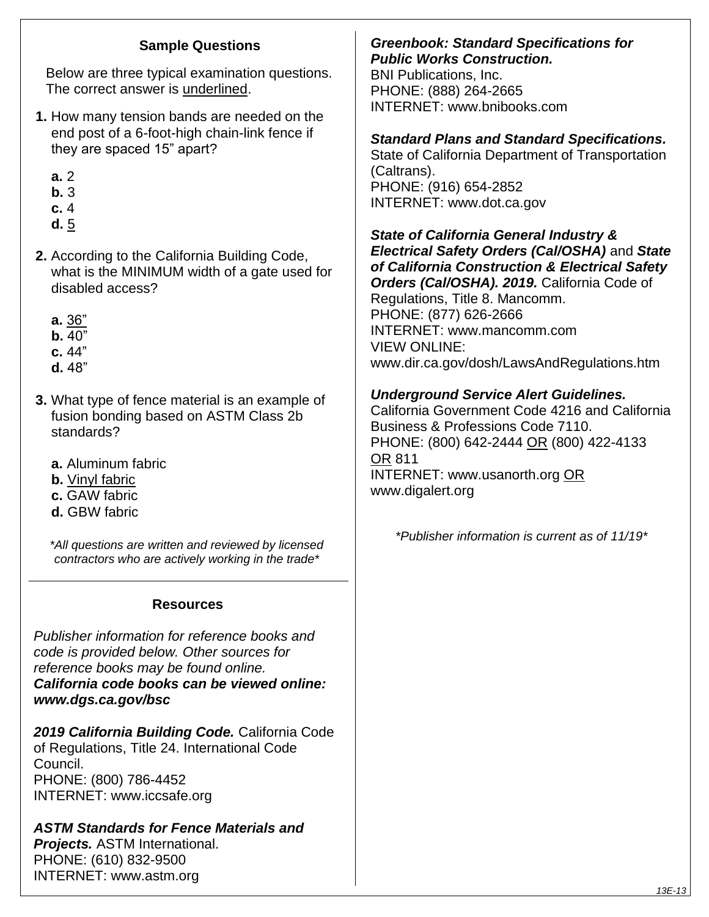## Sample Questions

Below are three typical examination questions. The correct answer is <u>underlined</u>.

**1.** How many tension bands are needed on the end post of a 6-foot-high chain-link fence if they are spaced 15" apart?

**a.** 2
**b.** 3
**c.** 4
**d.** <u>5</u>

**2.** According to the California Building Code, what is the MINIMUM width of a gate used for disabled access?

**a.** <u>36"</u>
**b.** 40"
**c.** 44"
**d.** 48"

**3.** What type of fence material is an example of fusion bonding based on ASTM Class 2b standards?

**a.** Aluminum fabric
**b.** <u>Vinyl fabric</u>
**c.** GAW fabric
**d.** GBW fabric

*\*All questions are written and reviewed by licensed contractors who are actively working in the trade\**

---

## Resources

*Publisher information for reference books and code is provided below. Other sources for reference books may be found online.*
***California code books can be viewed online: www.dgs.ca.gov/bsc***

***2019 California Building Code.*** California Code of Regulations, Title 24. International Code Council.
PHONE: (800) 786-4452
INTERNET: www.iccsafe.org

***ASTM Standards for Fence Materials and Projects.*** ASTM International.
PHONE: (610) 832-9500
INTERNET: www.astm.org

***Greenbook: Standard Specifications for Public Works Construction.***
BNI Publications, Inc.
PHONE: (888) 264-2665
INTERNET: www.bnibooks.com

***Standard Plans and Standard Specifications.***
State of California Department of Transportation (Caltrans).
PHONE: (916) 654-2852
INTERNET: www.dot.ca.gov

***State of California General Industry & Electrical Safety Orders (Cal/OSHA)*** and ***State of California Construction & Electrical Safety Orders (Cal/OSHA). 2019.*** California Code of Regulations, Title 8. Mancomm.
PHONE: (877) 626-2666
INTERNET: www.mancomm.com
VIEW ONLINE:
www.dir.ca.gov/dosh/LawsAndRegulations.htm

***Underground Service Alert Guidelines.***
California Government Code 4216 and California Business & Professions Code 7110.
PHONE: (800) 642-2444 <u>OR</u> (800) 422-4133 <u>OR</u> 811
INTERNET: www.usanorth.org <u>OR</u> www.digalert.org

*\*Publisher information is current as of 11/19\**